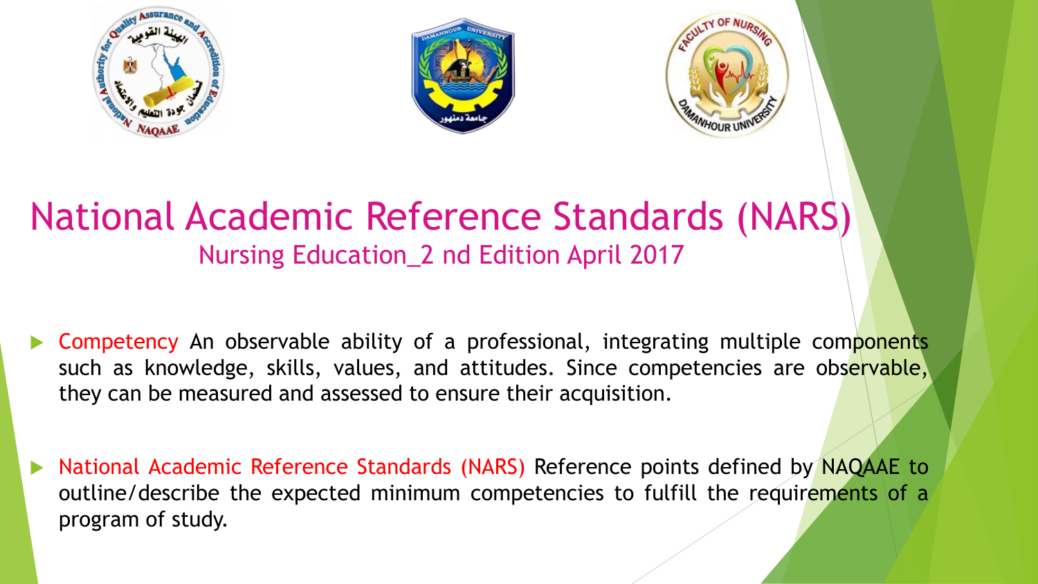# National Academic Reference Standards (NARS)

## Nursing Education_2 nd Edition April 2017

- **Competency** An observable ability of a professional, integrating multiple components such as knowledge, skills, values, and attitudes. Since competencies are observable, they can be measured and assessed to ensure their acquisition.

- **National Academic Reference Standards (NARS)** Reference points defined by NAQAAE to outline/describe the expected minimum competencies to fulfill the requirements of a program of study.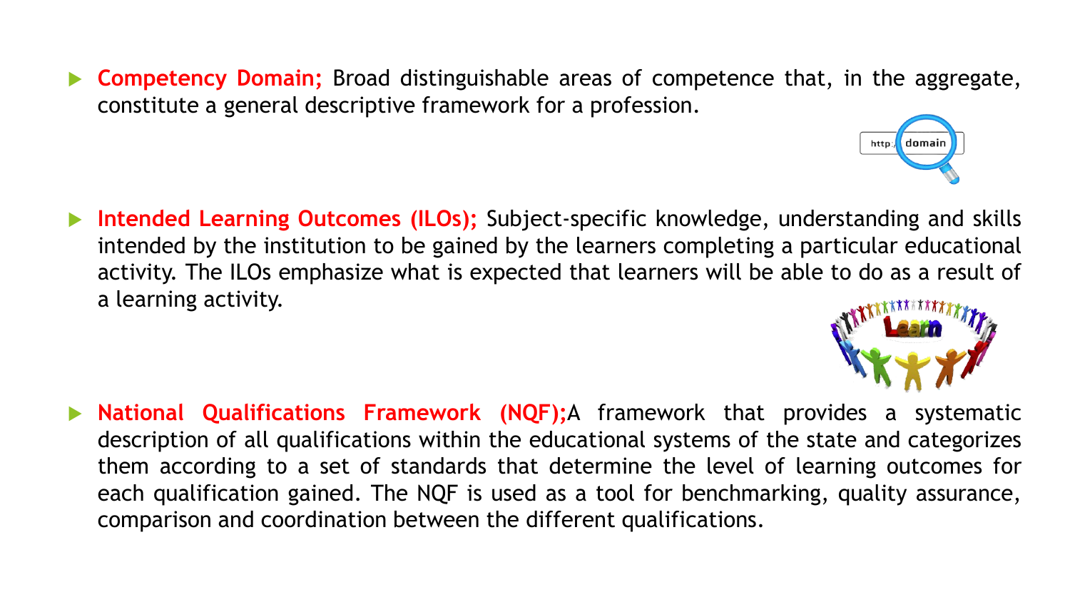- **Competency Domain;** Broad distinguishable areas of competence that, in the aggregate, constitute a general descriptive framework for a profession.

- **Intended Learning Outcomes (ILOs);** Subject-specific knowledge, understanding and skills intended by the institution to be gained by the learners completing a particular educational activity. The ILOs emphasize what is expected that learners will be able to do as a result of a learning activity.

- **National Qualifications Framework (NQF);**A framework that provides a systematic description of all qualifications within the educational systems of the state and categorizes them according to a set of standards that determine the level of learning outcomes for each qualification gained. The NQF is used as a tool for benchmarking, quality assurance, comparison and coordination between the different qualifications.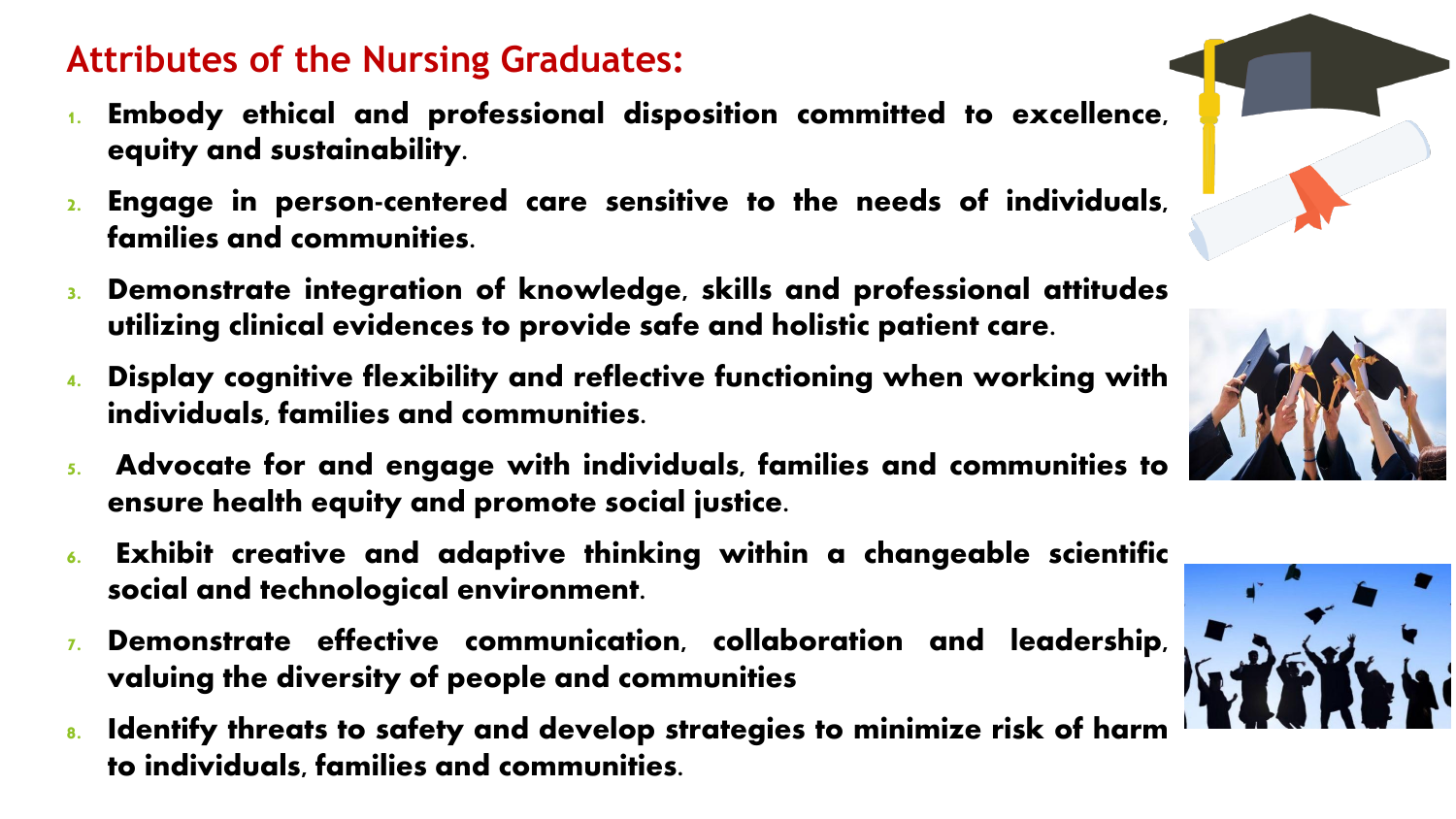## Attributes of the Nursing Graduates:

1. **Embody ethical and professional disposition committed to excellence, equity and sustainability.**
2. **Engage in person-centered care sensitive to the needs of individuals, families and communities.**
3. **Demonstrate integration of knowledge, skills and professional attitudes utilizing clinical evidences to provide safe and holistic patient care.**
4. **Display cognitive flexibility and reflective functioning when working with individuals, families and communities.**
5. **Advocate for and engage with individuals, families and communities to ensure health equity and promote social justice.**
6. **Exhibit creative and adaptive thinking within a changeable scientific social and technological environment.**
7. **Demonstrate effective communication, collaboration and leadership, valuing the diversity of people and communities**
8. **Identify threats to safety and develop strategies to minimize risk of harm to individuals, families and communities.**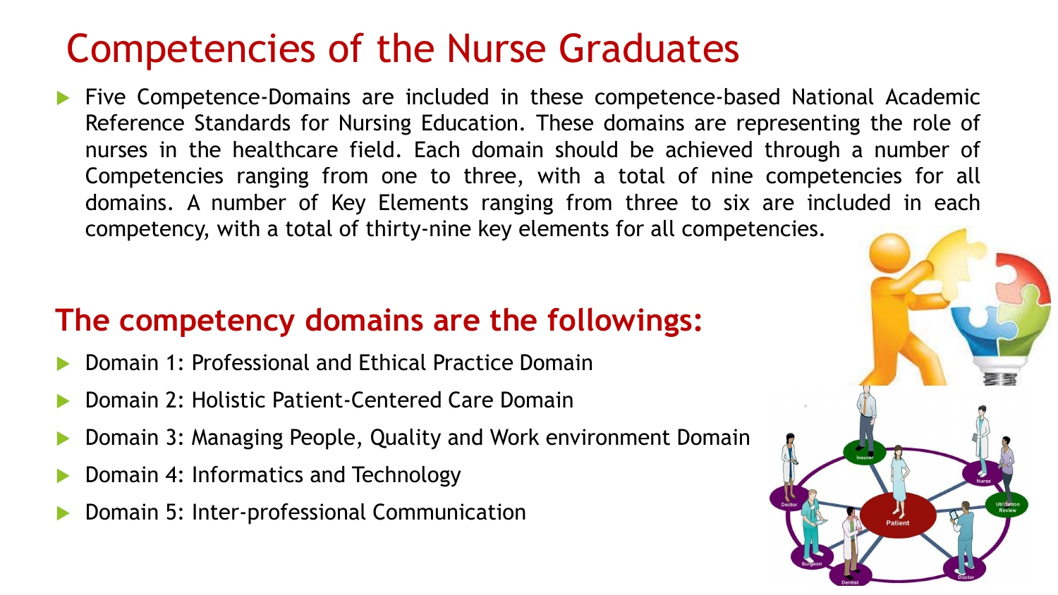# Competencies of the Nurse Graduates

- Five Competence-Domains are included in these competence-based National Academic Reference Standards for Nursing Education. These domains are representing the role of nurses in the healthcare field. Each domain should be achieved through a number of Competencies ranging from one to three, with a total of nine competencies for all domains. A number of Key Elements ranging from three to six are included in each competency, with a total of thirty-nine key elements for all competencies.

## The competency domains are the followings:

- Domain 1: Professional and Ethical Practice Domain
- Domain 2: Holistic Patient-Centered Care Domain
- Domain 3: Managing People, Quality and Work environment Domain
- Domain 4: Informatics and Technology
- Domain 5: Inter-professional Communication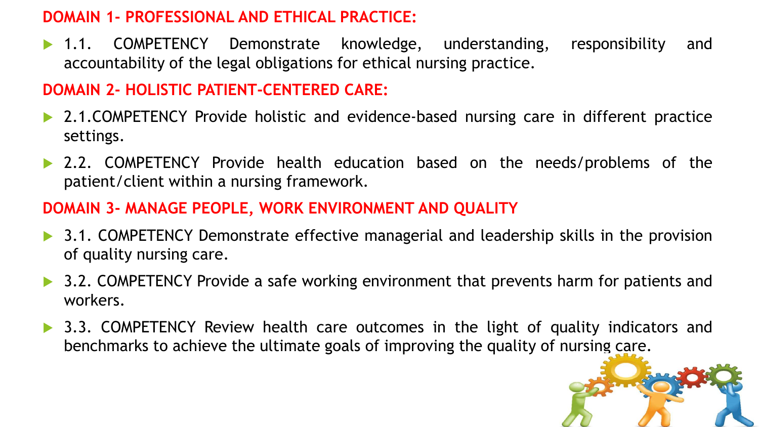## DOMAIN 1- PROFESSIONAL AND ETHICAL PRACTICE:

- 1.1. COMPETENCY Demonstrate knowledge, understanding, responsibility and accountability of the legal obligations for ethical nursing practice.

## DOMAIN 2- HOLISTIC PATIENT-CENTERED CARE:

- 2.1.COMPETENCY Provide holistic and evidence-based nursing care in different practice settings.
- 2.2. COMPETENCY Provide health education based on the needs/problems of the patient/client within a nursing framework.

## DOMAIN 3- MANAGE PEOPLE, WORK ENVIRONMENT AND QUALITY

- 3.1. COMPETENCY Demonstrate effective managerial and leadership skills in the provision of quality nursing care.
- 3.2. COMPETENCY Provide a safe working environment that prevents harm for patients and workers.
- 3.3. COMPETENCY Review health care outcomes in the light of quality indicators and benchmarks to achieve the ultimate goals of improving the quality of nursing care.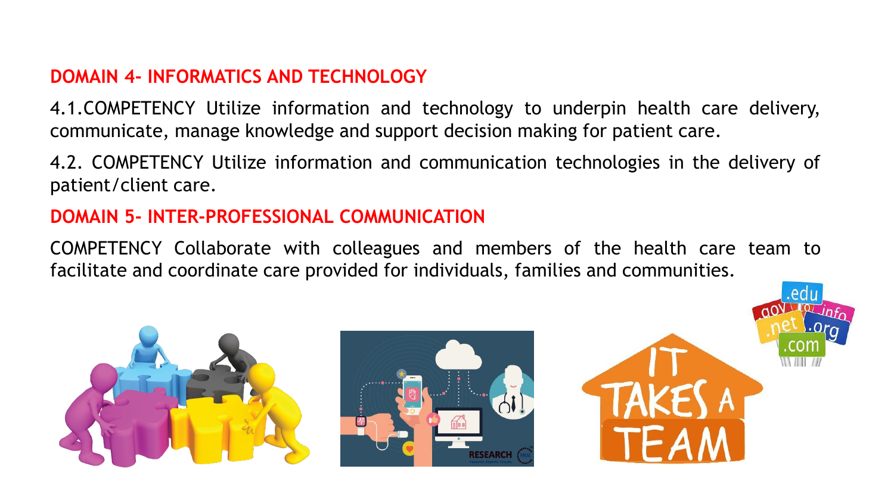## DOMAIN 4- INFORMATICS AND TECHNOLOGY

4.1.COMPETENCY Utilize information and technology to underpin health care delivery, communicate, manage knowledge and support decision making for patient care.

4.2. COMPETENCY Utilize information and communication technologies in the delivery of patient/client care.

## DOMAIN 5- INTER-PROFESSIONAL COMMUNICATION

COMPETENCY Collaborate with colleagues and members of the health care team to facilitate and coordinate care provided for individuals, families and communities.